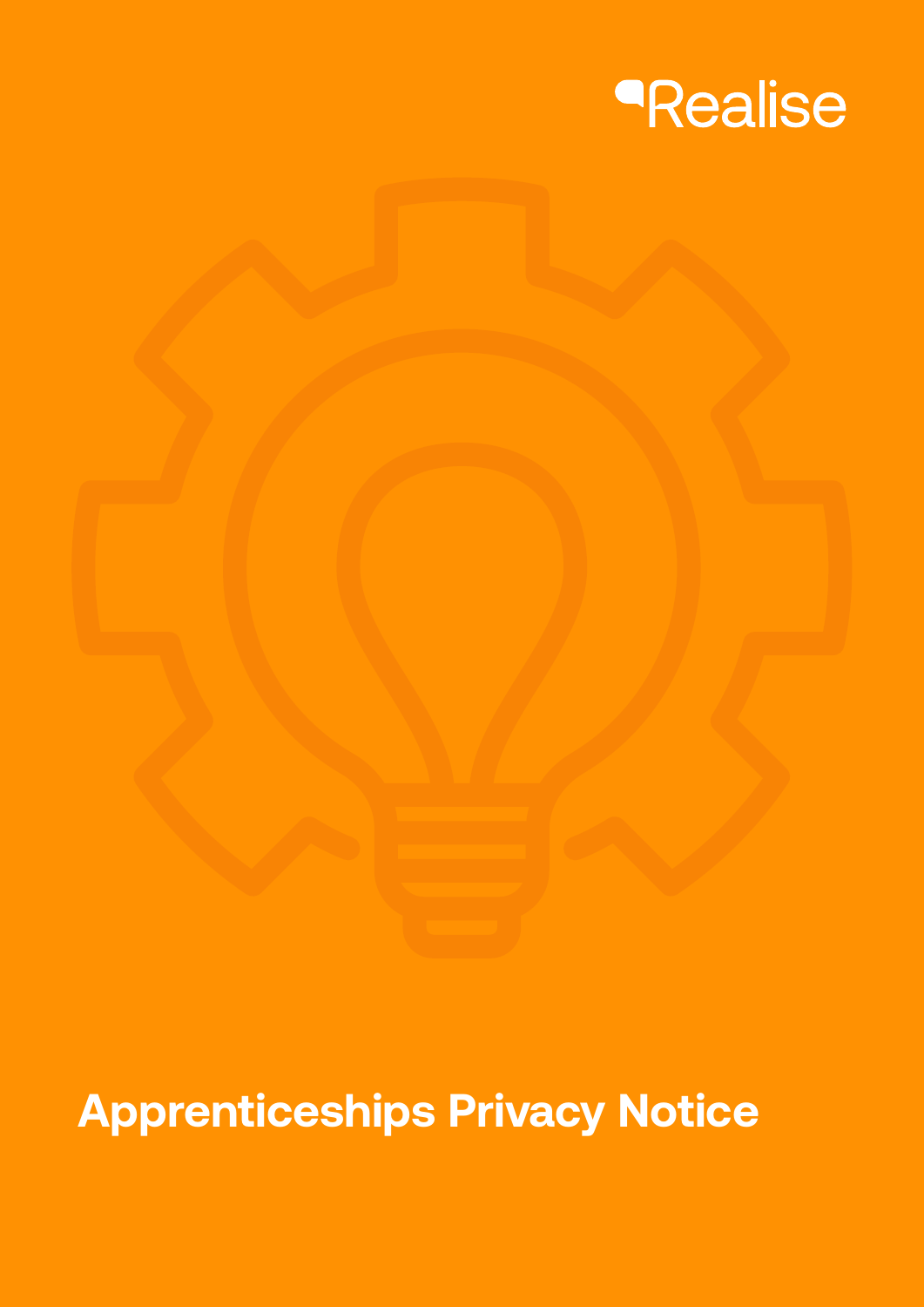Realise

# Apprenticeships Privacy Notice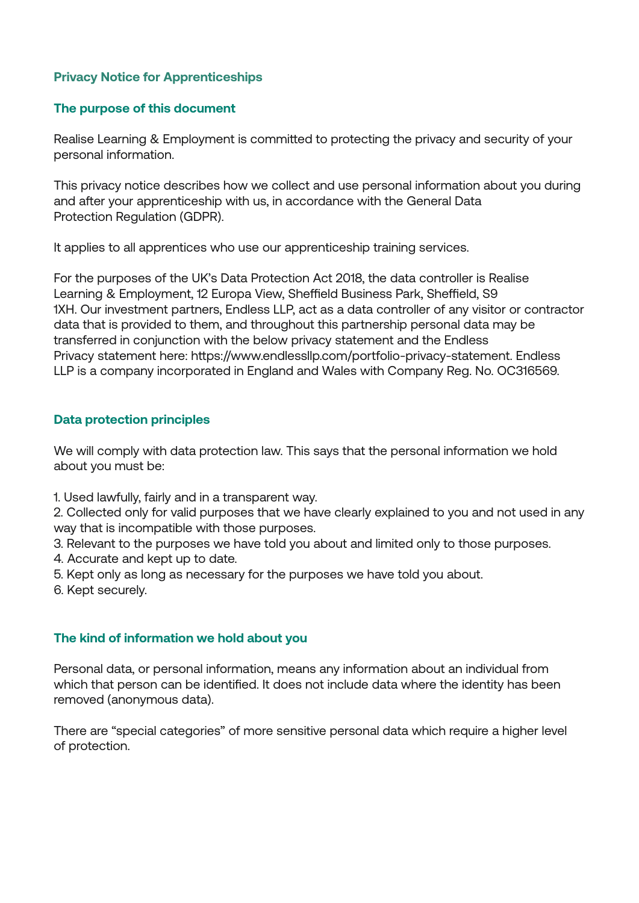## Privacy Notice for Apprenticeships

### The purpose of this document

Realise Learning & Employment is committed to protecting the privacy and security of your personal information.

This privacy notice describes how we collect and use personal information about you during and after your apprenticeship with us, in accordance with the General Data Protection Regulation (GDPR).

It applies to all apprentices who use our apprenticeship training services.

For the purposes of the UK's Data Protection Act 2018, the data controller is Realise Learning & Employment, 12 Europa View, Sheffield Business Park, Sheffield, S9 1XH. Our investment partners, Endless LLP, act as a data controller of any visitor or contractor data that is provided to them, and throughout this partnership personal data may be transferred in conjunction with the below privacy statement and the Endless Privacy statement here: https://www.endlessllp.com/portfolio-privacy-statement. Endless LLP is a company incorporated in England and Wales with Company Reg. No. OC316569.

### Data protection principles

We will comply with data protection law. This says that the personal information we hold about you must be:

1. Used lawfully, fairly and in a transparent way.
2. Collected only for valid purposes that we have clearly explained to you and not used in any way that is incompatible with those purposes.
3. Relevant to the purposes we have told you about and limited only to those purposes.
4. Accurate and kept up to date.
5. Kept only as long as necessary for the purposes we have told you about.
6. Kept securely.

### The kind of information we hold about you

Personal data, or personal information, means any information about an individual from which that person can be identified. It does not include data where the identity has been removed (anonymous data).

There are "special categories" of more sensitive personal data which require a higher level of protection.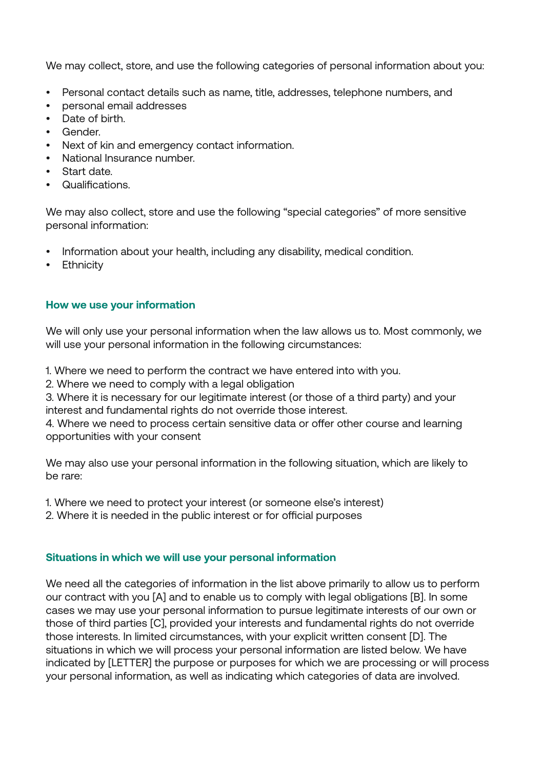We may collect, store, and use the following categories of personal information about you:

- Personal contact details such as name, title, addresses, telephone numbers, and
- personal email addresses
- Date of birth.
- Gender.
- Next of kin and emergency contact information.
- National Insurance number.
- Start date.
- Qualifications.

We may also collect, store and use the following "special categories" of more sensitive personal information:

- Information about your health, including any disability, medical condition.
- Ethnicity

## How we use your information

We will only use your personal information when the law allows us to. Most commonly, we will use your personal information in the following circumstances:

1. Where we need to perform the contract we have entered into with you.
2. Where we need to comply with a legal obligation
3. Where it is necessary for our legitimate interest (or those of a third party) and your interest and fundamental rights do not override those interest.
4. Where we need to process certain sensitive data or offer other course and learning opportunities with your consent

We may also use your personal information in the following situation, which are likely to be rare:

1. Where we need to protect your interest (or someone else's interest)
2. Where it is needed in the public interest or for official purposes

## Situations in which we will use your personal information

We need all the categories of information in the list above primarily to allow us to perform our contract with you [A] and to enable us to comply with legal obligations [B]. In some cases we may use your personal information to pursue legitimate interests of our own or those of third parties [C], provided your interests and fundamental rights do not override those interests. In limited circumstances, with your explicit written consent [D]. The situations in which we will process your personal information are listed below. We have indicated by [LETTER] the purpose or purposes for which we are processing or will process your personal information, as well as indicating which categories of data are involved.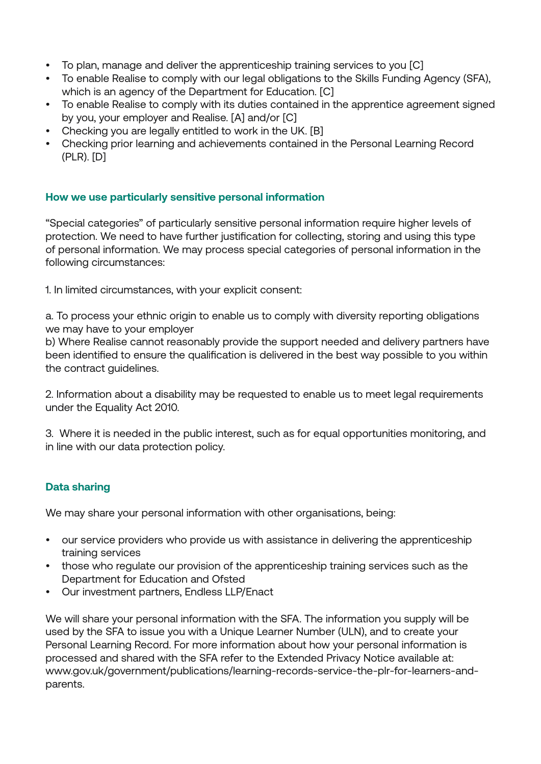- To plan, manage and deliver the apprenticeship training services to you [C]
- To enable Realise to comply with our legal obligations to the Skills Funding Agency (SFA), which is an agency of the Department for Education. [C]
- To enable Realise to comply with its duties contained in the apprentice agreement signed by you, your employer and Realise. [A] and/or [C]
- Checking you are legally entitled to work in the UK. [B]
- Checking prior learning and achievements contained in the Personal Learning Record (PLR). [D]

### How we use particularly sensitive personal information

“Special categories” of particularly sensitive personal information require higher levels of protection. We need to have further justification for collecting, storing and using this type of personal information. We may process special categories of personal information in the following circumstances:

1. In limited circumstances, with your explicit consent:

a. To process your ethnic origin to enable us to comply with diversity reporting obligations we may have to your employer
b) Where Realise cannot reasonably provide the support needed and delivery partners have been identified to ensure the qualification is delivered in the best way possible to you within the contract guidelines.

2. Information about a disability may be requested to enable us to meet legal requirements under the Equality Act 2010.

3. Where it is needed in the public interest, such as for equal opportunities monitoring, and in line with our data protection policy.

### Data sharing

We may share your personal information with other organisations, being:

- our service providers who provide us with assistance in delivering the apprenticeship training services
- those who regulate our provision of the apprenticeship training services such as the Department for Education and Ofsted
- Our investment partners, Endless LLP/Enact

We will share your personal information with the SFA. The information you supply will be used by the SFA to issue you with a Unique Learner Number (ULN), and to create your Personal Learning Record. For more information about how your personal information is processed and shared with the SFA refer to the Extended Privacy Notice available at: www.gov.uk/government/publications/learning-records-service-the-plr-for-learners-and-parents.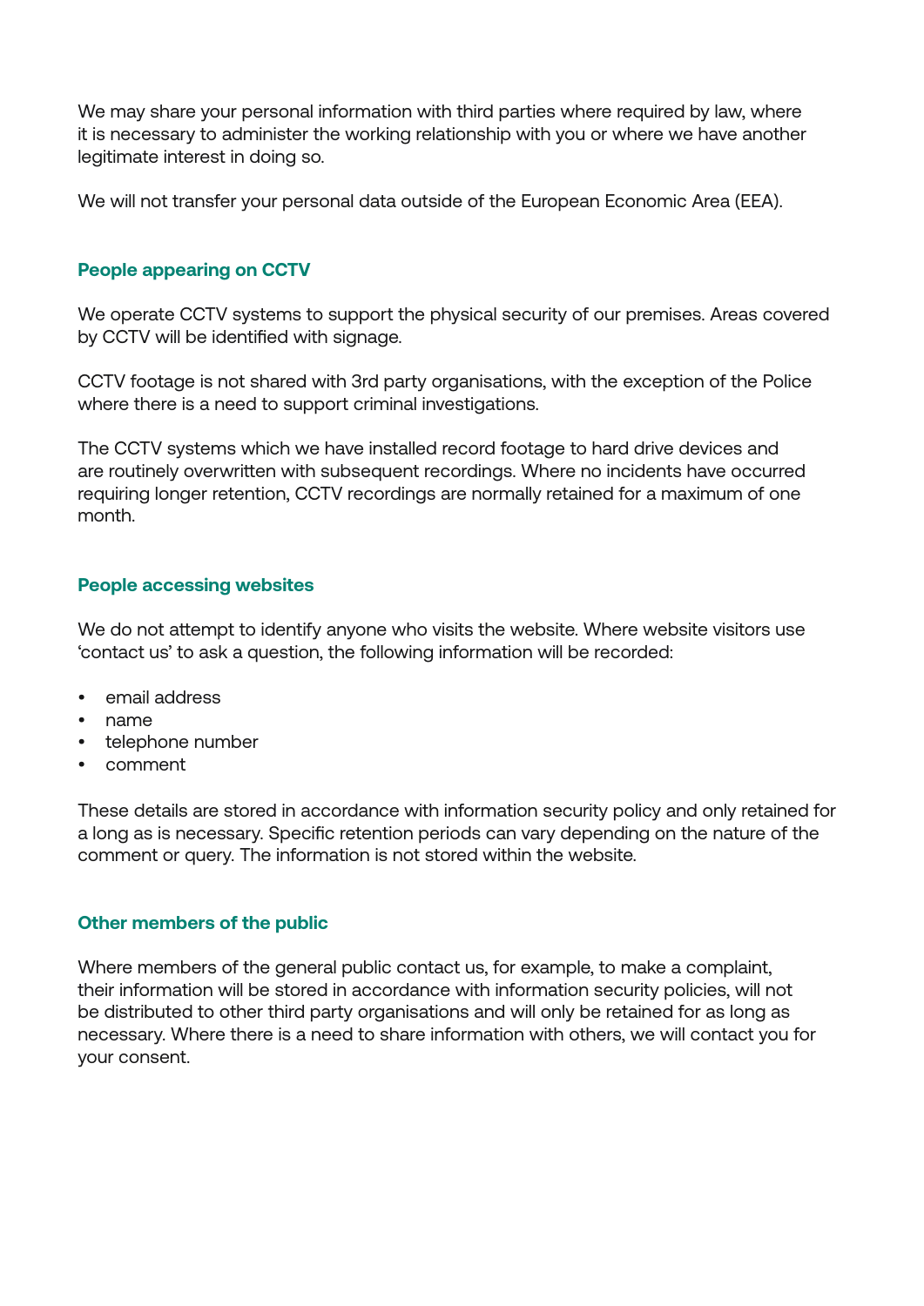We may share your personal information with third parties where required by law, where it is necessary to administer the working relationship with you or where we have another legitimate interest in doing so.

We will not transfer your personal data outside of the European Economic Area (EEA).

### People appearing on CCTV

We operate CCTV systems to support the physical security of our premises. Areas covered by CCTV will be identified with signage.

CCTV footage is not shared with 3rd party organisations, with the exception of the Police where there is a need to support criminal investigations.

The CCTV systems which we have installed record footage to hard drive devices and are routinely overwritten with subsequent recordings. Where no incidents have occurred requiring longer retention, CCTV recordings are normally retained for a maximum of one month.

### People accessing websites

We do not attempt to identify anyone who visits the website. Where website visitors use 'contact us' to ask a question, the following information will be recorded:

- email address
- name
- telephone number
- comment

These details are stored in accordance with information security policy and only retained for a long as is necessary. Specific retention periods can vary depending on the nature of the comment or query. The information is not stored within the website.

### Other members of the public

Where members of the general public contact us, for example, to make a complaint, their information will be stored in accordance with information security policies, will not be distributed to other third party organisations and will only be retained for as long as necessary. Where there is a need to share information with others, we will contact you for your consent.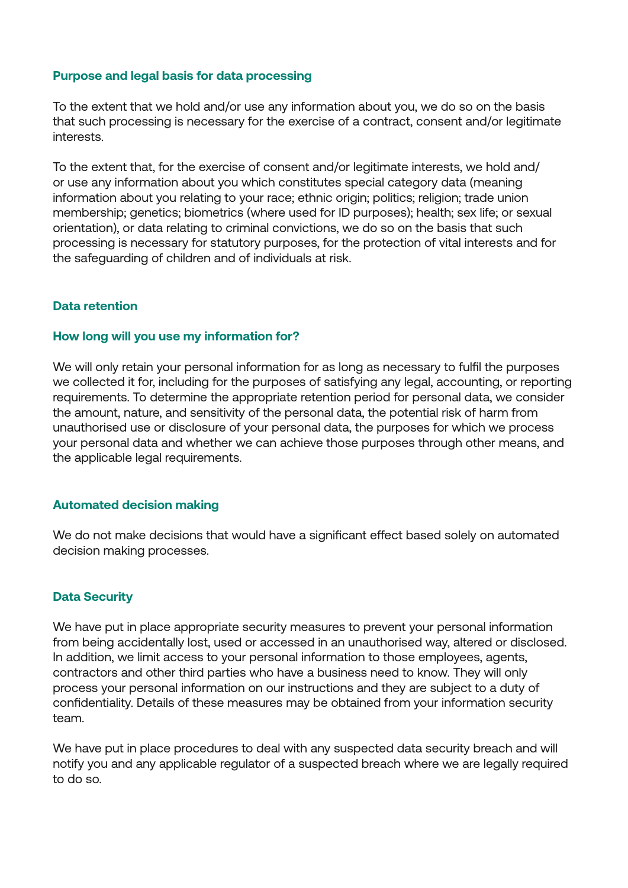## Purpose and legal basis for data processing

To the extent that we hold and/or use any information about you, we do so on the basis that such processing is necessary for the exercise of a contract, consent and/or legitimate interests.

To the extent that, for the exercise of consent and/or legitimate interests, we hold and/or use any information about you which constitutes special category data (meaning information about you relating to your race; ethnic origin; politics; religion; trade union membership; genetics; biometrics (where used for ID purposes); health; sex life; or sexual orientation), or data relating to criminal convictions, we do so on the basis that such processing is necessary for statutory purposes, for the protection of vital interests and for the safeguarding of children and of individuals at risk.

## Data retention

### How long will you use my information for?

We will only retain your personal information for as long as necessary to fulfil the purposes we collected it for, including for the purposes of satisfying any legal, accounting, or reporting requirements. To determine the appropriate retention period for personal data, we consider the amount, nature, and sensitivity of the personal data, the potential risk of harm from unauthorised use or disclosure of your personal data, the purposes for which we process your personal data and whether we can achieve those purposes through other means, and the applicable legal requirements.

## Automated decision making

We do not make decisions that would have a significant effect based solely on automated decision making processes.

## Data Security

We have put in place appropriate security measures to prevent your personal information from being accidentally lost, used or accessed in an unauthorised way, altered or disclosed. In addition, we limit access to your personal information to those employees, agents, contractors and other third parties who have a business need to know. They will only process your personal information on our instructions and they are subject to a duty of confidentiality. Details of these measures may be obtained from your information security team.

We have put in place procedures to deal with any suspected data security breach and will notify you and any applicable regulator of a suspected breach where we are legally required to do so.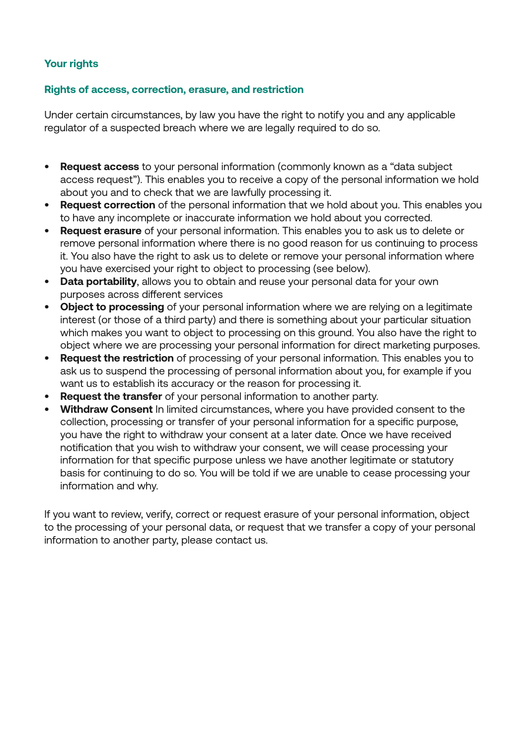## Your rights

### Rights of access, correction, erasure, and restriction

Under certain circumstances, by law you have the right to notify you and any applicable regulator of a suspected breach where we are legally required to do so.

- **Request access** to your personal information (commonly known as a “data subject access request”). This enables you to receive a copy of the personal information we hold about you and to check that we are lawfully processing it.
- **Request correction** of the personal information that we hold about you. This enables you to have any incomplete or inaccurate information we hold about you corrected.
- **Request erasure** of your personal information. This enables you to ask us to delete or remove personal information where there is no good reason for us continuing to process it. You also have the right to ask us to delete or remove your personal information where you have exercised your right to object to processing (see below).
- **Data portability**, allows you to obtain and reuse your personal data for your own purposes across different services
- **Object to processing** of your personal information where we are relying on a legitimate interest (or those of a third party) and there is something about your particular situation which makes you want to object to processing on this ground. You also have the right to object where we are processing your personal information for direct marketing purposes.
- **Request the restriction** of processing of your personal information. This enables you to ask us to suspend the processing of personal information about you, for example if you want us to establish its accuracy or the reason for processing it.
- **Request the transfer** of your personal information to another party.
- **Withdraw Consent** In limited circumstances, where you have provided consent to the collection, processing or transfer of your personal information for a specific purpose, you have the right to withdraw your consent at a later date. Once we have received notification that you wish to withdraw your consent, we will cease processing your information for that specific purpose unless we have another legitimate or statutory basis for continuing to do so. You will be told if we are unable to cease processing your information and why.

If you want to review, verify, correct or request erasure of your personal information, object to the processing of your personal data, or request that we transfer a copy of your personal information to another party, please contact us.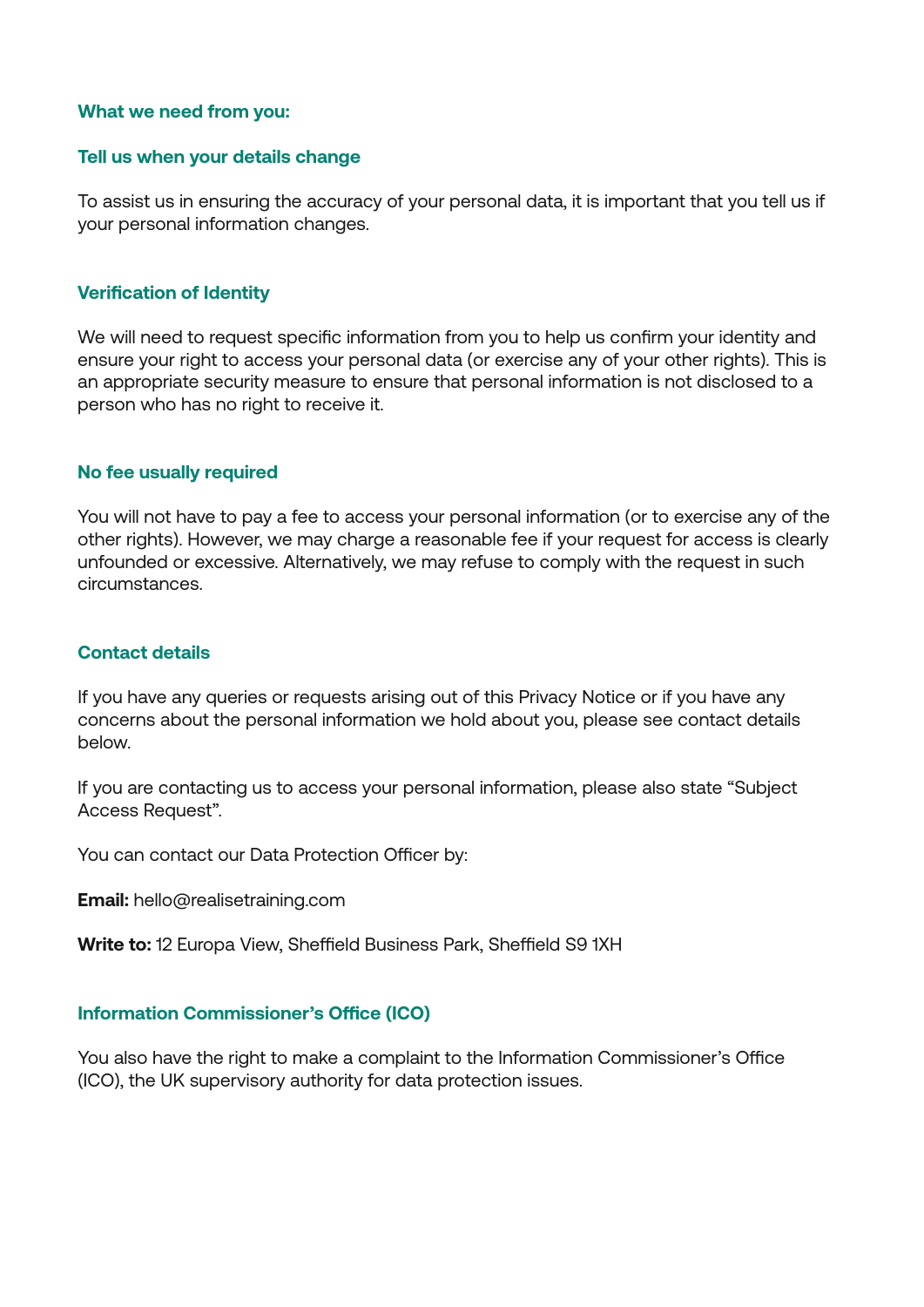### What we need from you:

### Tell us when your details change

To assist us in ensuring the accuracy of your personal data, it is important that you tell us if your personal information changes.

### Verification of Identity

We will need to request specific information from you to help us confirm your identity and ensure your right to access your personal data (or exercise any of your other rights). This is an appropriate security measure to ensure that personal information is not disclosed to a person who has no right to receive it.

### No fee usually required

You will not have to pay a fee to access your personal information (or to exercise any of the other rights). However, we may charge a reasonable fee if your request for access is clearly unfounded or excessive. Alternatively, we may refuse to comply with the request in such circumstances.

### Contact details

If you have any queries or requests arising out of this Privacy Notice or if you have any concerns about the personal information we hold about you, please see contact details below.

If you are contacting us to access your personal information, please also state "Subject Access Request".

You can contact our Data Protection Officer by:

**Email:** hello@realisetraining.com

**Write to:** 12 Europa View, Sheffield Business Park, Sheffield S9 1XH

### Information Commissioner's Office (ICO)

You also have the right to make a complaint to the Information Commissioner's Office (ICO), the UK supervisory authority for data protection issues.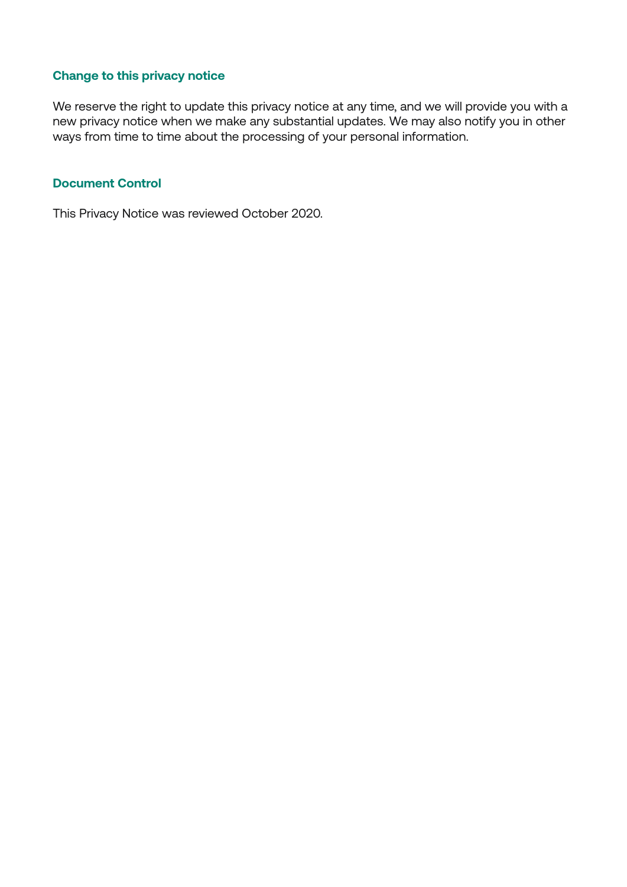## Change to this privacy notice

We reserve the right to update this privacy notice at any time, and we will provide you with a new privacy notice when we make any substantial updates. We may also notify you in other ways from time to time about the processing of your personal information.

## Document Control

This Privacy Notice was reviewed October 2020.